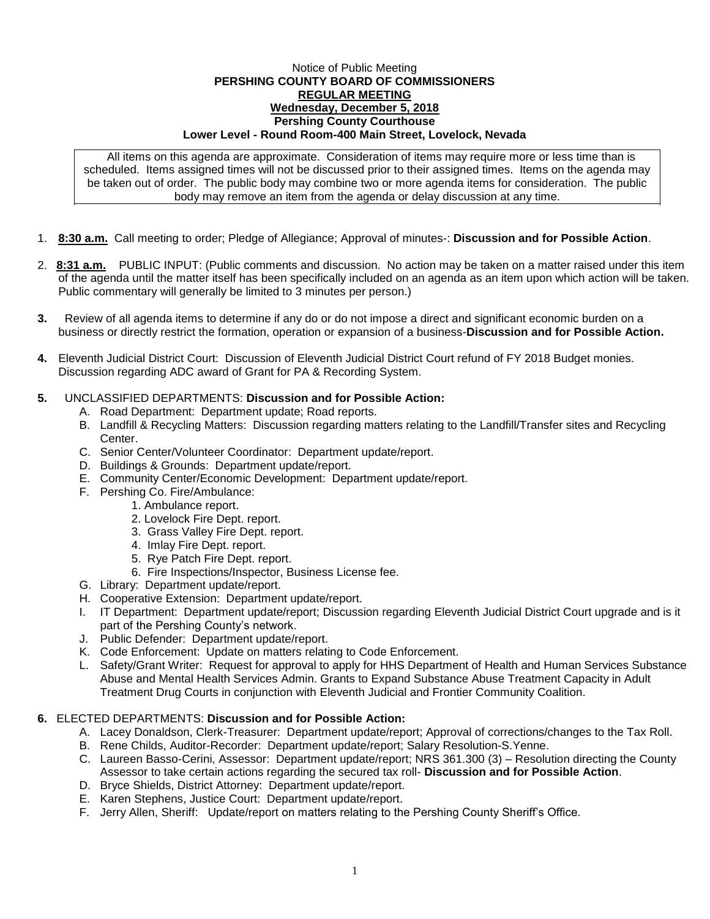Notice of Public Meeting

**PERSHING COUNTY BOARD OF COMMISSIONERS**

**REGULAR MEETING**

**Wednesday, December 5, 2018**

**Pershing County Courthouse**

**Lower Level - Round Room-400 Main Street, Lovelock, Nevada**

All items on this agenda are approximate. Consideration of items may require more or less time than is scheduled. Items assigned times will not be discussed prior to their assigned times. Items on the agenda may be taken out of order. The public body may combine two or more agenda items for consideration. The public body may remove an item from the agenda or delay discussion at any time.

1. **8:30 a.m.** Call meeting to order; Pledge of Allegiance; Approval of minutes-: **Discussion and for Possible Action**.

2. **8:31 a.m.** PUBLIC INPUT: (Public comments and discussion. No action may be taken on a matter raised under this item of the agenda until the matter itself has been specifically included on an agenda as an item upon which action will be taken. Public commentary will generally be limited to 3 minutes per person.)

3. Review of all agenda items to determine if any do or do not impose a direct and significant economic burden on a business or directly restrict the formation, operation or expansion of a business-**Discussion and for Possible Action.**

4. Eleventh Judicial District Court: Discussion of Eleventh Judicial District Court refund of FY 2018 Budget monies. Discussion regarding ADC award of Grant for PA & Recording System.

5. UNCLASSIFIED DEPARTMENTS: **Discussion and for Possible Action:**
   - A. Road Department: Department update; Road reports.
   - B. Landfill & Recycling Matters: Discussion regarding matters relating to the Landfill/Transfer sites and Recycling Center.
   - C. Senior Center/Volunteer Coordinator: Department update/report.
   - D. Buildings & Grounds: Department update/report.
   - E. Community Center/Economic Development: Department update/report.
   - F. Pershing Co. Fire/Ambulance:
     1. Ambulance report.
     2. Lovelock Fire Dept. report.
     3. Grass Valley Fire Dept. report.
     4. Imlay Fire Dept. report.
     5. Rye Patch Fire Dept. report.
     6. Fire Inspections/Inspector, Business License fee.
   - G. Library: Department update/report.
   - H. Cooperative Extension: Department update/report.
   - I. IT Department: Department update/report; Discussion regarding Eleventh Judicial District Court upgrade and is it part of the Pershing County's network.
   - J. Public Defender: Department update/report.
   - K. Code Enforcement: Update on matters relating to Code Enforcement.
   - L. Safety/Grant Writer: Request for approval to apply for HHS Department of Health and Human Services Substance Abuse and Mental Health Services Admin. Grants to Expand Substance Abuse Treatment Capacity in Adult Treatment Drug Courts in conjunction with Eleventh Judicial and Frontier Community Coalition.

6. ELECTED DEPARTMENTS: **Discussion and for Possible Action:**
   - A. Lacey Donaldson, Clerk-Treasurer: Department update/report; Approval of corrections/changes to the Tax Roll.
   - B. Rene Childs, Auditor-Recorder: Department update/report; Salary Resolution-S.Yenne.
   - C. Laureen Basso-Cerini, Assessor: Department update/report; NRS 361.300 (3) – Resolution directing the County Assessor to take certain actions regarding the secured tax roll- **Discussion and for Possible Action**.
   - D. Bryce Shields, District Attorney: Department update/report.
   - E. Karen Stephens, Justice Court: Department update/report.
   - F. Jerry Allen, Sheriff: Update/report on matters relating to the Pershing County Sheriff's Office.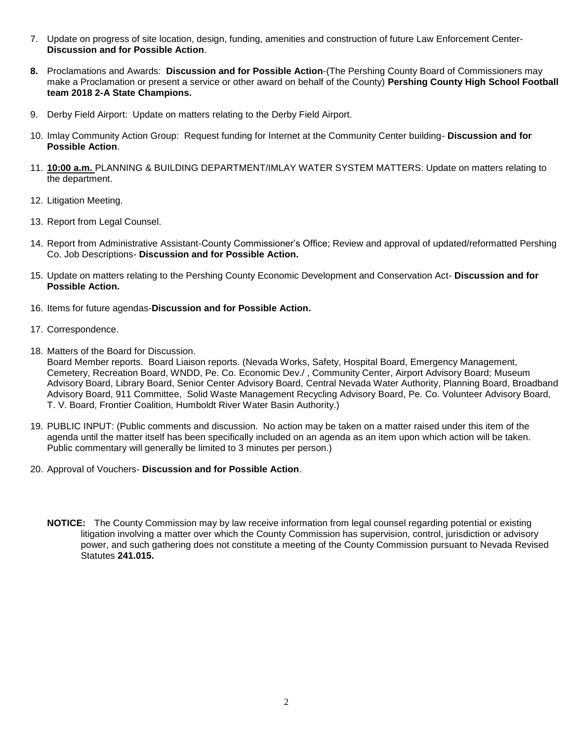7. Update on progress of site location, design, funding, amenities and construction of future Law Enforcement Center- **Discussion and for Possible Action**.

8. Proclamations and Awards: **Discussion and for Possible Action**-(The Pershing County Board of Commissioners may make a Proclamation or present a service or other award on behalf of the County) **Pershing County High School Football team 2018 2-A State Champions.**

9. Derby Field Airport: Update on matters relating to the Derby Field Airport.

10. Imlay Community Action Group: Request funding for Internet at the Community Center building- **Discussion and for Possible Action**.

11. **10:00 a.m.** PLANNING & BUILDING DEPARTMENT/IMLAY WATER SYSTEM MATTERS: Update on matters relating to the department.

12. Litigation Meeting.

13. Report from Legal Counsel.

14. Report from Administrative Assistant-County Commissioner's Office; Review and approval of updated/reformatted Pershing Co. Job Descriptions- **Discussion and for Possible Action.**

15. Update on matters relating to the Pershing County Economic Development and Conservation Act- **Discussion and for Possible Action.**

16. Items for future agendas-**Discussion and for Possible Action.**

17. Correspondence.

18. Matters of the Board for Discussion.
    Board Member reports. Board Liaison reports. (Nevada Works, Safety, Hospital Board, Emergency Management, Cemetery, Recreation Board, WNDD, Pe. Co. Economic Dev./ , Community Center, Airport Advisory Board; Museum Advisory Board, Library Board, Senior Center Advisory Board, Central Nevada Water Authority, Planning Board, Broadband Advisory Board, 911 Committee, Solid Waste Management Recycling Advisory Board, Pe. Co. Volunteer Advisory Board, T. V. Board, Frontier Coalition, Humboldt River Water Basin Authority.)

19. PUBLIC INPUT: (Public comments and discussion. No action may be taken on a matter raised under this item of the agenda until the matter itself has been specifically included on an agenda as an item upon which action will be taken. Public commentary will generally be limited to 3 minutes per person.)

20. Approval of Vouchers- **Discussion and for Possible Action**.

**NOTICE:** The County Commission may by law receive information from legal counsel regarding potential or existing litigation involving a matter over which the County Commission has supervision, control, jurisdiction or advisory power, and such gathering does not constitute a meeting of the County Commission pursuant to Nevada Revised Statutes **241.015.**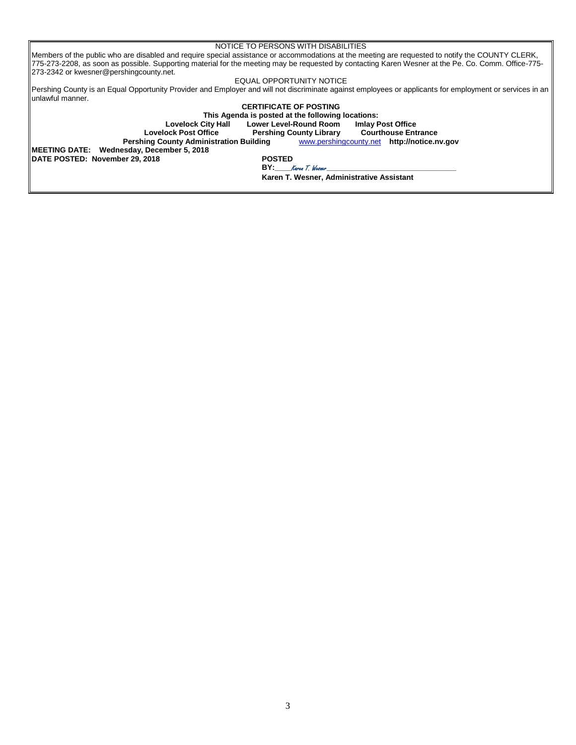NOTICE TO PERSONS WITH DISABILITIES

Members of the public who are disabled and require special assistance or accommodations at the meeting are requested to notify the COUNTY CLERK, 775-273-2208, as soon as possible. Supporting material for the meeting may be requested by contacting Karen Wesner at the Pe. Co. Comm. Office-775-273-2342 or kwesner@pershingcounty.net.

EQUAL OPPORTUNITY NOTICE

Pershing County is an Equal Opportunity Provider and Employer and will not discriminate against employees or applicants for employment or services in an unlawful manner.

**CERTIFICATE OF POSTING**

**This Agenda is posted at the following locations:**

**Lovelock City Hall** **Lower Level-Round Room** **Imlay Post Office**
**Lovelock Post Office** **Pershing County Library** **Courthouse Entrance**
**Pershing County Administration Building** www.pershingcounty.net **http://notice.nv.gov**

**MEETING DATE: Wednesday, December 5, 2018**

**DATE POSTED: November 29, 2018**

**POSTED**

**BY:**____Karen T. Wesner________________________________

**Karen T. Wesner, Administrative Assistant**